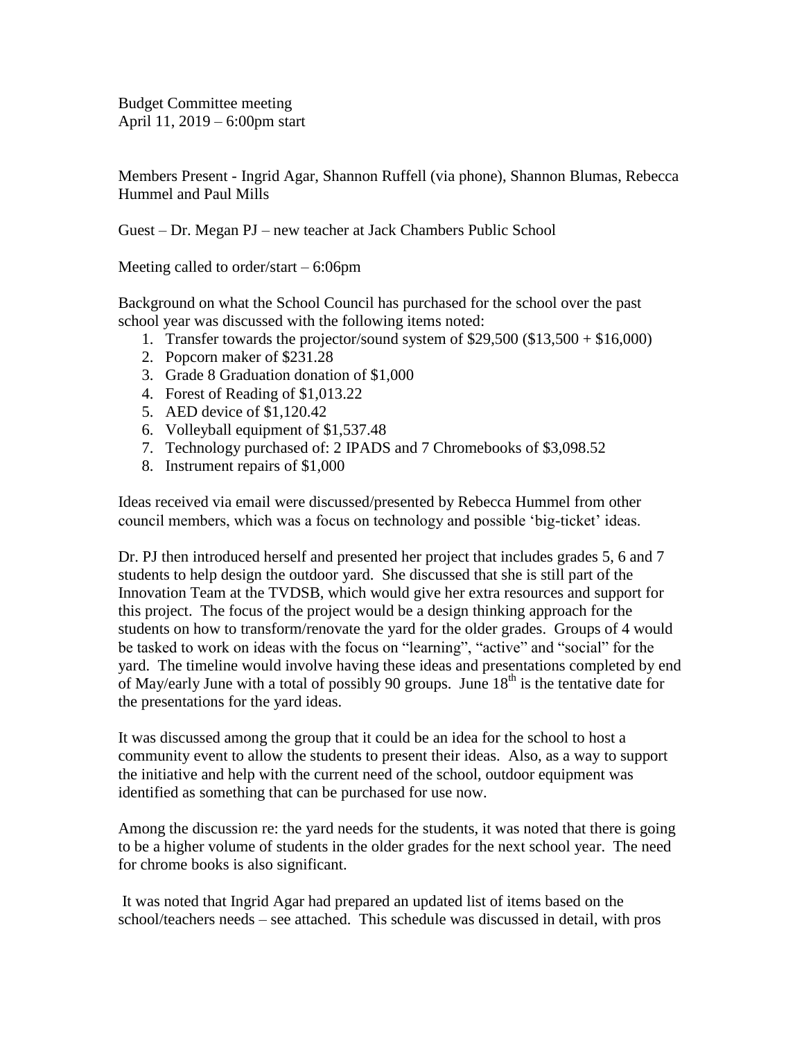Budget Committee meeting
April 11, 2019 – 6:00pm start

Members Present - Ingrid Agar, Shannon Ruffell (via phone), Shannon Blumas, Rebecca Hummel and Paul Mills

Guest – Dr. Megan PJ – new teacher at Jack Chambers Public School

Meeting called to order/start – 6:06pm

Background on what the School Council has purchased for the school over the past school year was discussed with the following items noted:

1. Transfer towards the projector/sound system of $29,500 ($13,500 + $16,000)
2. Popcorn maker of $231.28
3. Grade 8 Graduation donation of $1,000
4. Forest of Reading of $1,013.22
5. AED device of $1,120.42
6. Volleyball equipment of $1,537.48
7. Technology purchased of: 2 IPADS and 7 Chromebooks of $3,098.52
8. Instrument repairs of $1,000

Ideas received via email were discussed/presented by Rebecca Hummel from other council members, which was a focus on technology and possible 'big-ticket' ideas.

Dr. PJ then introduced herself and presented her project that includes grades 5, 6 and 7 students to help design the outdoor yard. She discussed that she is still part of the Innovation Team at the TVDSB, which would give her extra resources and support for this project. The focus of the project would be a design thinking approach for the students on how to transform/renovate the yard for the older grades. Groups of 4 would be tasked to work on ideas with the focus on "learning", "active" and "social" for the yard. The timeline would involve having these ideas and presentations completed by end of May/early June with a total of possibly 90 groups. June 18th is the tentative date for the presentations for the yard ideas.

It was discussed among the group that it could be an idea for the school to host a community event to allow the students to present their ideas. Also, as a way to support the initiative and help with the current need of the school, outdoor equipment was identified as something that can be purchased for use now.

Among the discussion re: the yard needs for the students, it was noted that there is going to be a higher volume of students in the older grades for the next school year. The need for chrome books is also significant.

It was noted that Ingrid Agar had prepared an updated list of items based on the school/teachers needs – see attached. This schedule was discussed in detail, with pros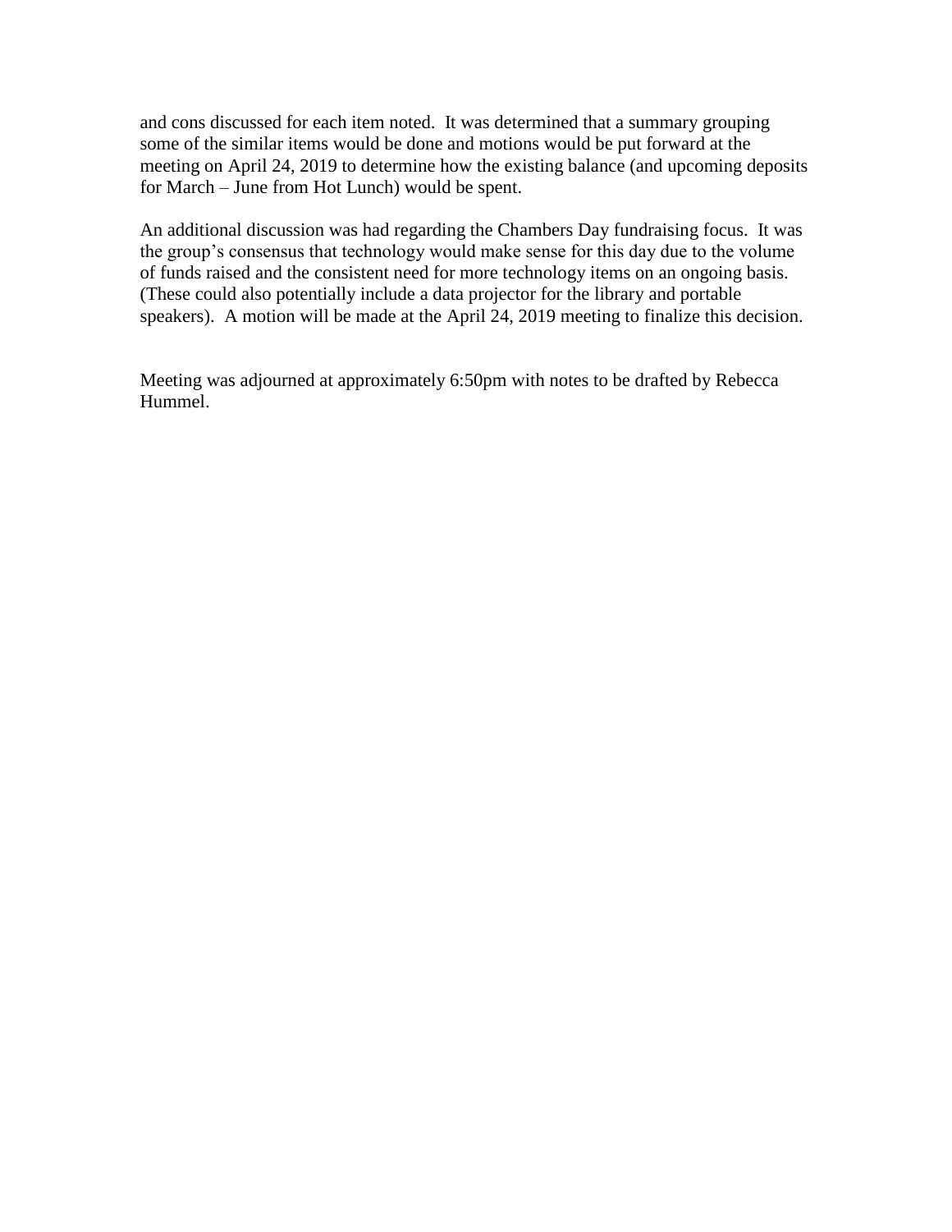and cons discussed for each item noted. It was determined that a summary grouping some of the similar items would be done and motions would be put forward at the meeting on April 24, 2019 to determine how the existing balance (and upcoming deposits for March – June from Hot Lunch) would be spent.

An additional discussion was had regarding the Chambers Day fundraising focus. It was the group's consensus that technology would make sense for this day due to the volume of funds raised and the consistent need for more technology items on an ongoing basis. (These could also potentially include a data projector for the library and portable speakers). A motion will be made at the April 24, 2019 meeting to finalize this decision.

Meeting was adjourned at approximately 6:50pm with notes to be drafted by Rebecca Hummel.